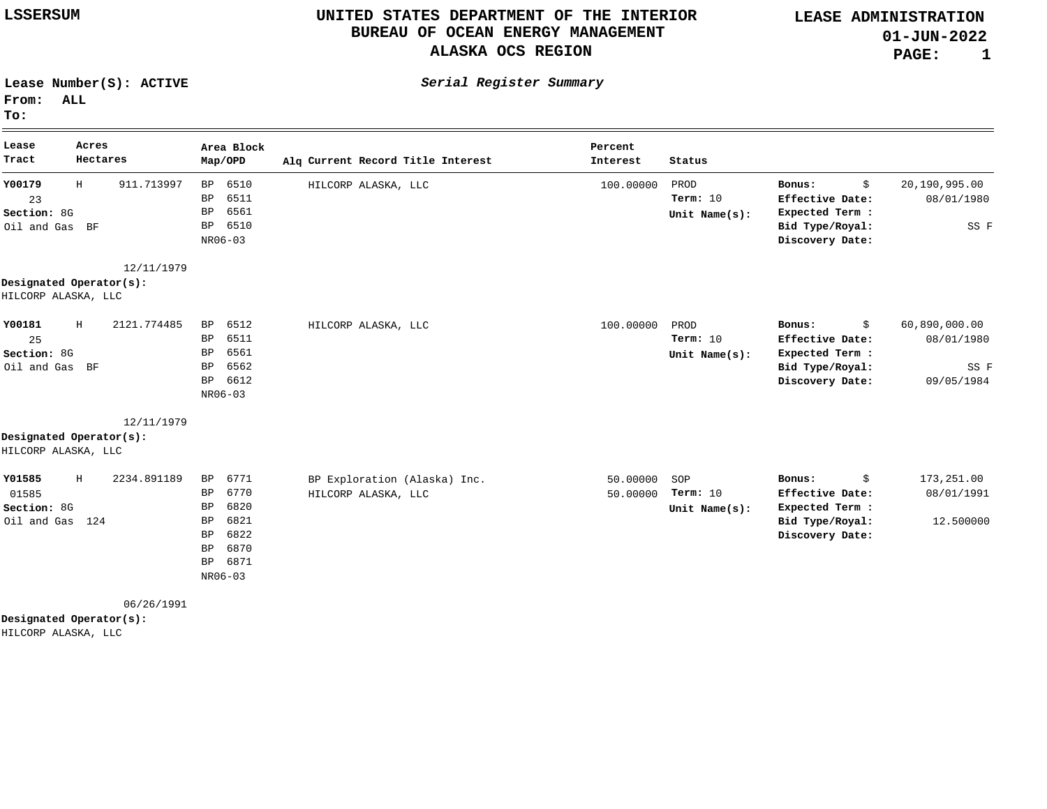LSSERSUM

# UNITED STATES DEPARTMENT OF THE INTERIOR
## BUREAU OF OCEAN ENERGY MANAGEMENT
## ALASKA OCS REGION

**LEASE ADMINISTRATION**
**01-JUN-2022**

**Lease Number(S): ACTIVE**
**From: ALL**
**To:**

***Serial Register Summary***

| Lease Tract | Acres Hectares | Area Block Map/OPD | Alq | Current Record Title Interest | Percent Interest | Status | | |
|---|---|---|---|---|---|---|---|---|
| **Y00179** 23 **Section:** 8G Oil and Gas BF | H 911.713997 12/11/1979 | BP 6510 BP 6511 BP 6561 BP 6510 NR06-03 | | HILCORP ALASKA, LLC | 100.00000 | PROD **Term:** 10 **Unit Name(s):** | **Bonus:** **Effective Date:** **Expected Term :** **Bid Type/Royal:** **Discovery Date:** | $ 20,190,995.00 08/01/1980 SS F |
| **Designated Operator(s):** HILCORP ALASKA, LLC | | | | | | | | |
| **Y00181** 25 **Section:** 8G Oil and Gas BF | H 2121.774485 12/11/1979 | BP 6512 BP 6511 BP 6561 BP 6562 BP 6612 NR06-03 | | HILCORP ALASKA, LLC | 100.00000 | PROD **Term:** 10 **Unit Name(s):** | **Bonus:** **Effective Date:** **Expected Term :** **Bid Type/Royal:** **Discovery Date:** | $ 60,890,000.00 08/01/1980 SS F 09/05/1984 |
| **Designated Operator(s):** HILCORP ALASKA, LLC | | | | | | | | |
| **Y01585** 01585 **Section:** 8G Oil and Gas 124 | H 2234.891189 06/26/1991 | BP 6771 BP 6770 BP 6820 BP 6821 BP 6822 BP 6870 BP 6871 NR06-03 | | BP Exploration (Alaska) Inc. HILCORP ALASKA, LLC | 50.00000 50.00000 | SOP **Term:** 10 **Unit Name(s):** | **Bonus:** **Effective Date:** **Expected Term :** **Bid Type/Royal:** **Discovery Date:** | $ 173,251.00 08/01/1991 12.500000 |
| **Designated Operator(s):** HILCORP ALASKA, LLC | | | | | | | | |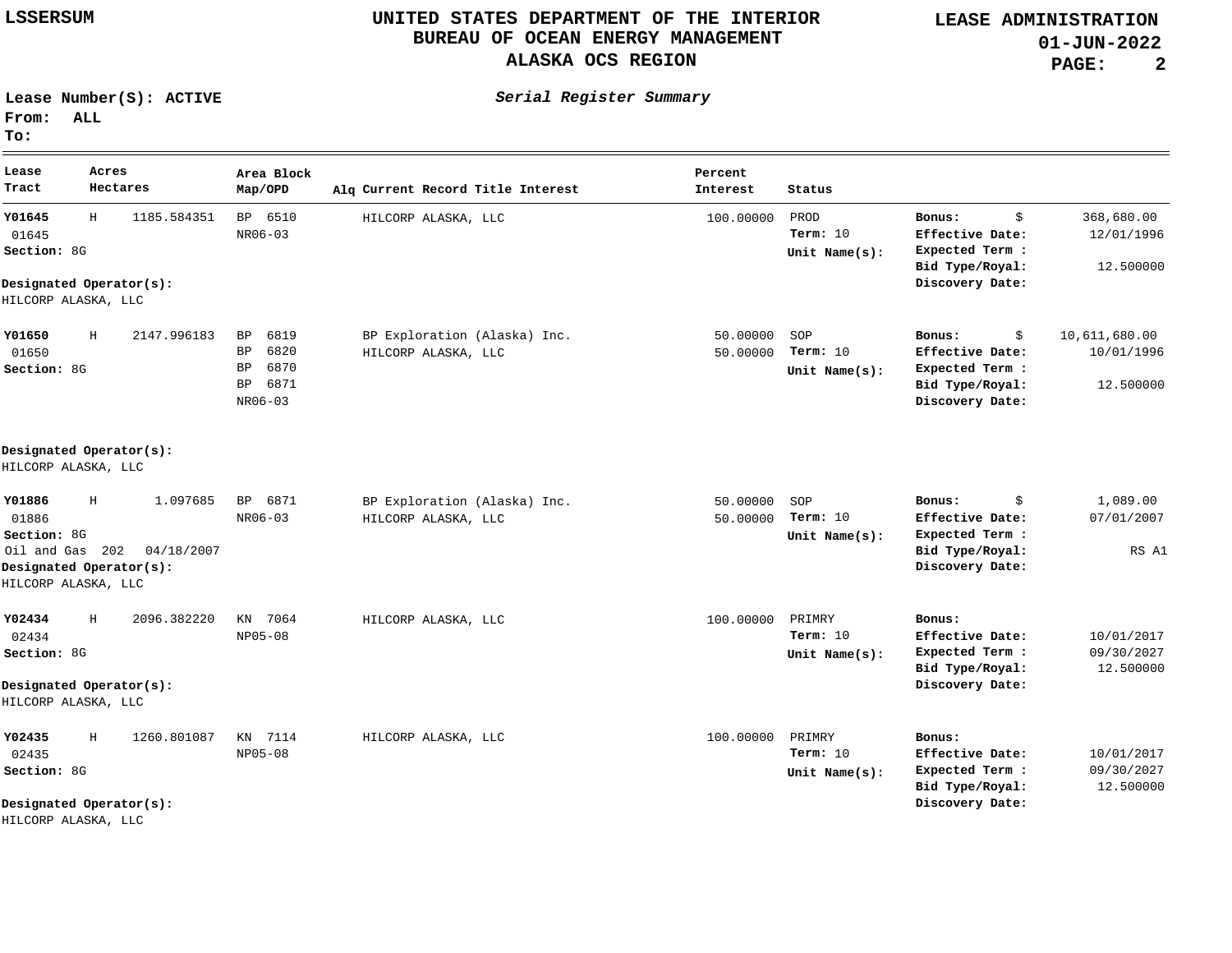# UNITED STATES DEPARTMENT OF THE INTERIOR
## BUREAU OF OCEAN ENERGY MANAGEMENT
## ALASKA OCS REGION

LSSERSUM

LEASE ADMINISTRATION
01-JUN-2022

**Lease Number(s): ACTIVE**
**From: ALL**
**To:**

*Serial Register Summary*

| Lease Tract | Acres Hectares | | Area Block Map/OPD | Alq | Current Record Title Interest | Percent Interest | Status | | |
|---|---|---|---|---|---|---|---|---|---|
| **Y01645** 01645 **Section:** 8G | H | 1185.584351 | BP 6510 NR06-03 | | HILCORP ALASKA, LLC | 100.00000 | PROD **Term:** 10 **Unit Name(s):** | **Bonus:** $ **Effective Date:** **Expected Term :** **Bid Type/Royal:** **Discovery Date:** | 368,680.00 12/01/1996 12.500000 |
| **Designated Operator(s):** HILCORP ALASKA, LLC | | | | | | | | | |
| **Y01650** 01650 **Section:** 8G | H | 2147.996183 | BP 6819 BP 6820 BP 6870 BP 6871 NR06-03 | | BP Exploration (Alaska) Inc. HILCORP ALASKA, LLC | 50.00000 50.00000 | SOP **Term:** 10 **Unit Name(s):** | **Bonus:** $ **Effective Date:** **Expected Term :** **Bid Type/Royal:** **Discovery Date:** | 10,611,680.00 10/01/1996 12.500000 |
| **Designated Operator(s):** HILCORP ALASKA, LLC | | | | | | | | | |
| **Y01886** 01886 **Section:** 8G Oil and Gas 202 04/18/2007 | H | 1.097685 | BP 6871 NR06-03 | | BP Exploration (Alaska) Inc. HILCORP ALASKA, LLC | 50.00000 50.00000 | SOP **Term:** 10 **Unit Name(s):** | **Bonus:** $ **Effective Date:** **Expected Term :** **Bid Type/Royal:** **Discovery Date:** | 1,089.00 07/01/2007 RS A1 |
| **Designated Operator(s):** HILCORP ALASKA, LLC | | | | | | | | | |
| **Y02434** 02434 **Section:** 8G | H | 2096.382220 | KN 7064 NP05-08 | | HILCORP ALASKA, LLC | 100.00000 | PRIMRY **Term:** 10 **Unit Name(s):** | **Bonus:** **Effective Date:** **Expected Term :** **Bid Type/Royal:** **Discovery Date:** | 10/01/2017 09/30/2027 12.500000 |
| **Designated Operator(s):** HILCORP ALASKA, LLC | | | | | | | | | |
| **Y02435** 02435 **Section:** 8G | H | 1260.801087 | KN 7114 NP05-08 | | HILCORP ALASKA, LLC | 100.00000 | PRIMRY **Term:** 10 **Unit Name(s):** | **Bonus:** **Effective Date:** **Expected Term :** **Bid Type/Royal:** **Discovery Date:** | 10/01/2017 09/30/2027 12.500000 |
| **Designated Operator(s):** HILCORP ALASKA, LLC | | | | | | | | | |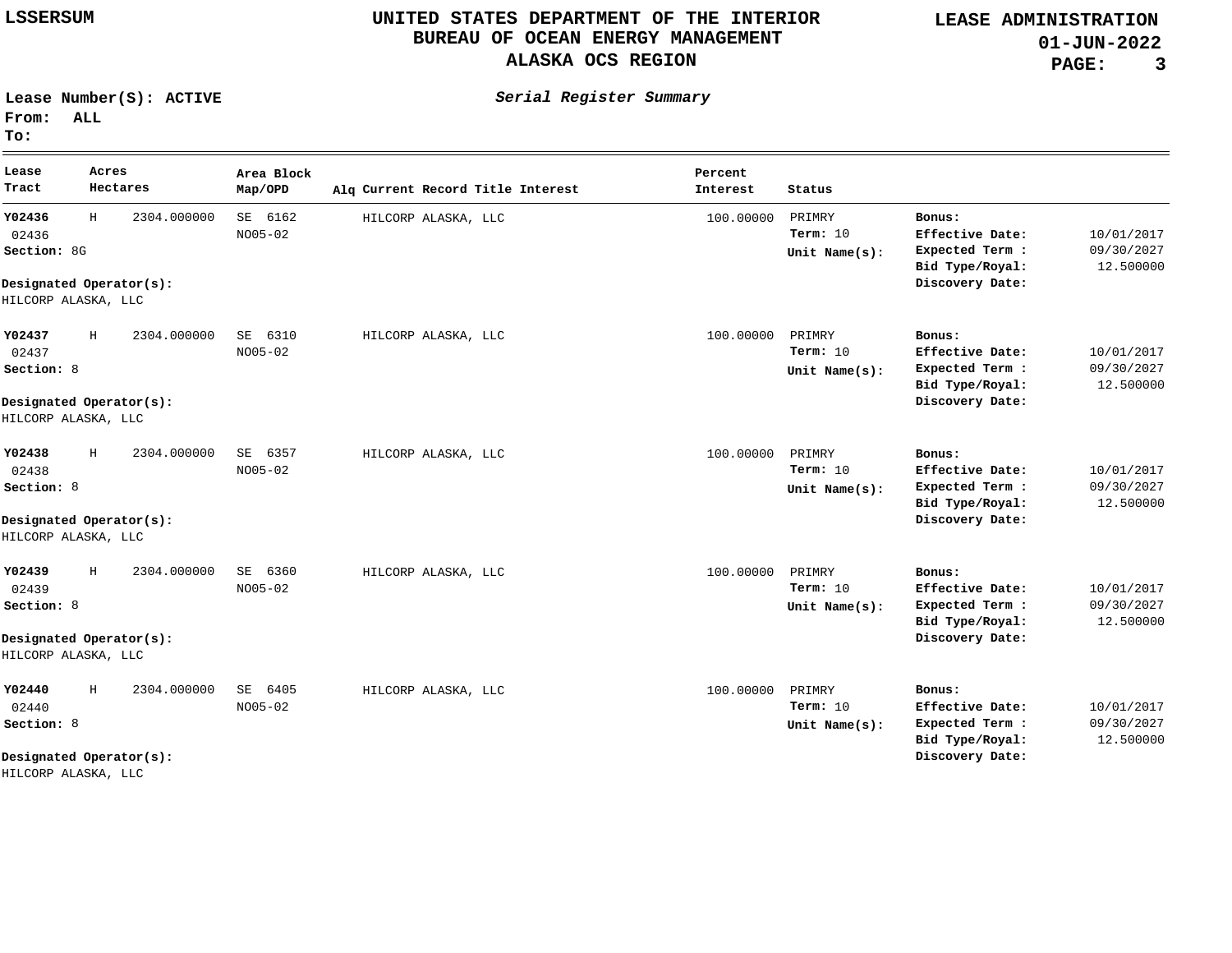LSSERSUM

# UNITED STATES DEPARTMENT OF THE INTERIOR
## BUREAU OF OCEAN ENERGY MANAGEMENT
## ALASKA OCS REGION

**LEASE ADMINISTRATION**
**01-JUN-2022**

**Lease Number(S): ACTIVE**
**From: ALL**
**To:**

*Serial Register Summary*

| Lease Tract | Acres Hectares | | Area Block Map/OPD | Alq | Current Record Title Interest | Percent Interest | Status | | |
|---|---|---|---|---|---|---|---|---|---|
| **Y02436** 02436 **Section:** 8G | H | 2304.000000 | SE 6162 NO05-02 | | HILCORP ALASKA, LLC | 100.00000 | PRIMRY **Term:** 10 **Unit Name(s):** | **Bonus:** **Effective Date:** **Expected Term :** **Bid Type/Royal:** **Discovery Date:** | 10/01/2017 09/30/2027 12.500000 |
| **Designated Operator(s):** HILCORP ALASKA, LLC | | | | | | | | | |
| **Y02437** 02437 **Section:** 8 | H | 2304.000000 | SE 6310 NO05-02 | | HILCORP ALASKA, LLC | 100.00000 | PRIMRY **Term:** 10 **Unit Name(s):** | **Bonus:** **Effective Date:** **Expected Term :** **Bid Type/Royal:** **Discovery Date:** | 10/01/2017 09/30/2027 12.500000 |
| **Designated Operator(s):** HILCORP ALASKA, LLC | | | | | | | | | |
| **Y02438** 02438 **Section:** 8 | H | 2304.000000 | SE 6357 NO05-02 | | HILCORP ALASKA, LLC | 100.00000 | PRIMRY **Term:** 10 **Unit Name(s):** | **Bonus:** **Effective Date:** **Expected Term :** **Bid Type/Royal:** **Discovery Date:** | 10/01/2017 09/30/2027 12.500000 |
| **Designated Operator(s):** HILCORP ALASKA, LLC | | | | | | | | | |
| **Y02439** 02439 **Section:** 8 | H | 2304.000000 | SE 6360 NO05-02 | | HILCORP ALASKA, LLC | 100.00000 | PRIMRY **Term:** 10 **Unit Name(s):** | **Bonus:** **Effective Date:** **Expected Term :** **Bid Type/Royal:** **Discovery Date:** | 10/01/2017 09/30/2027 12.500000 |
| **Designated Operator(s):** HILCORP ALASKA, LLC | | | | | | | | | |
| **Y02440** 02440 **Section:** 8 | H | 2304.000000 | SE 6405 NO05-02 | | HILCORP ALASKA, LLC | 100.00000 | PRIMRY **Term:** 10 **Unit Name(s):** | **Bonus:** **Effective Date:** **Expected Term :** **Bid Type/Royal:** **Discovery Date:** | 10/01/2017 09/30/2027 12.500000 |
| **Designated Operator(s):** HILCORP ALASKA, LLC | | | | | | | | | |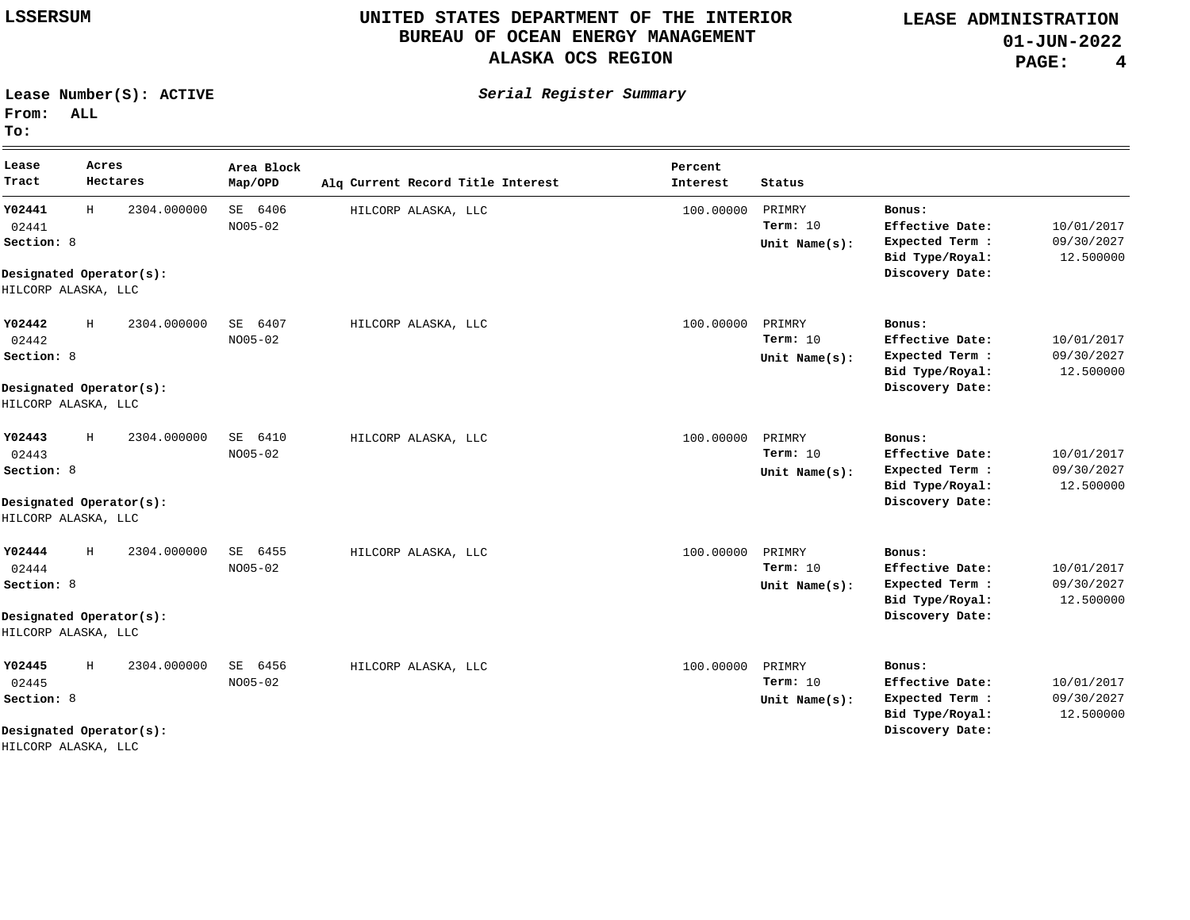# UNITED STATES DEPARTMENT OF THE INTERIOR
## BUREAU OF OCEAN ENERGY MANAGEMENT
## ALASKA OCS REGION

LSSERSUM

LEASE ADMINISTRATION
01-JUN-2022

Lease Number(S): ACTIVE
From: ALL
To:

*Serial Register Summary*

| Lease Tract | Acres Hectares | | Area Block Map/OPD | Alq | Current Record Title Interest | Percent Interest | Status | | |
|---|---|---|---|---|---|---|---|---|---|
| **Y02441** 02441 **Section:** 8 | H | 2304.000000 | SE 6406 NO05-02 | | HILCORP ALASKA, LLC | 100.00000 | PRIMRY **Term:** 10 **Unit Name(s):** | **Bonus:** **Effective Date:** **Expected Term :** **Bid Type/Royal:** **Discovery Date:** | 10/01/2017 09/30/2027 12.500000 |
| **Designated Operator(s):** HILCORP ALASKA, LLC | | | | | | | | | |
| **Y02442** 02442 **Section:** 8 | H | 2304.000000 | SE 6407 NO05-02 | | HILCORP ALASKA, LLC | 100.00000 | PRIMRY **Term:** 10 **Unit Name(s):** | **Bonus:** **Effective Date:** **Expected Term :** **Bid Type/Royal:** **Discovery Date:** | 10/01/2017 09/30/2027 12.500000 |
| **Designated Operator(s):** HILCORP ALASKA, LLC | | | | | | | | | |
| **Y02443** 02443 **Section:** 8 | H | 2304.000000 | SE 6410 NO05-02 | | HILCORP ALASKA, LLC | 100.00000 | PRIMRY **Term:** 10 **Unit Name(s):** | **Bonus:** **Effective Date:** **Expected Term :** **Bid Type/Royal:** **Discovery Date:** | 10/01/2017 09/30/2027 12.500000 |
| **Designated Operator(s):** HILCORP ALASKA, LLC | | | | | | | | | |
| **Y02444** 02444 **Section:** 8 | H | 2304.000000 | SE 6455 NO05-02 | | HILCORP ALASKA, LLC | 100.00000 | PRIMRY **Term:** 10 **Unit Name(s):** | **Bonus:** **Effective Date:** **Expected Term :** **Bid Type/Royal:** **Discovery Date:** | 10/01/2017 09/30/2027 12.500000 |
| **Designated Operator(s):** HILCORP ALASKA, LLC | | | | | | | | | |
| **Y02445** 02445 **Section:** 8 | H | 2304.000000 | SE 6456 NO05-02 | | HILCORP ALASKA, LLC | 100.00000 | PRIMRY **Term:** 10 **Unit Name(s):** | **Bonus:** **Effective Date:** **Expected Term :** **Bid Type/Royal:** **Discovery Date:** | 10/01/2017 09/30/2027 12.500000 |
| **Designated Operator(s):** HILCORP ALASKA, LLC | | | | | | | | | |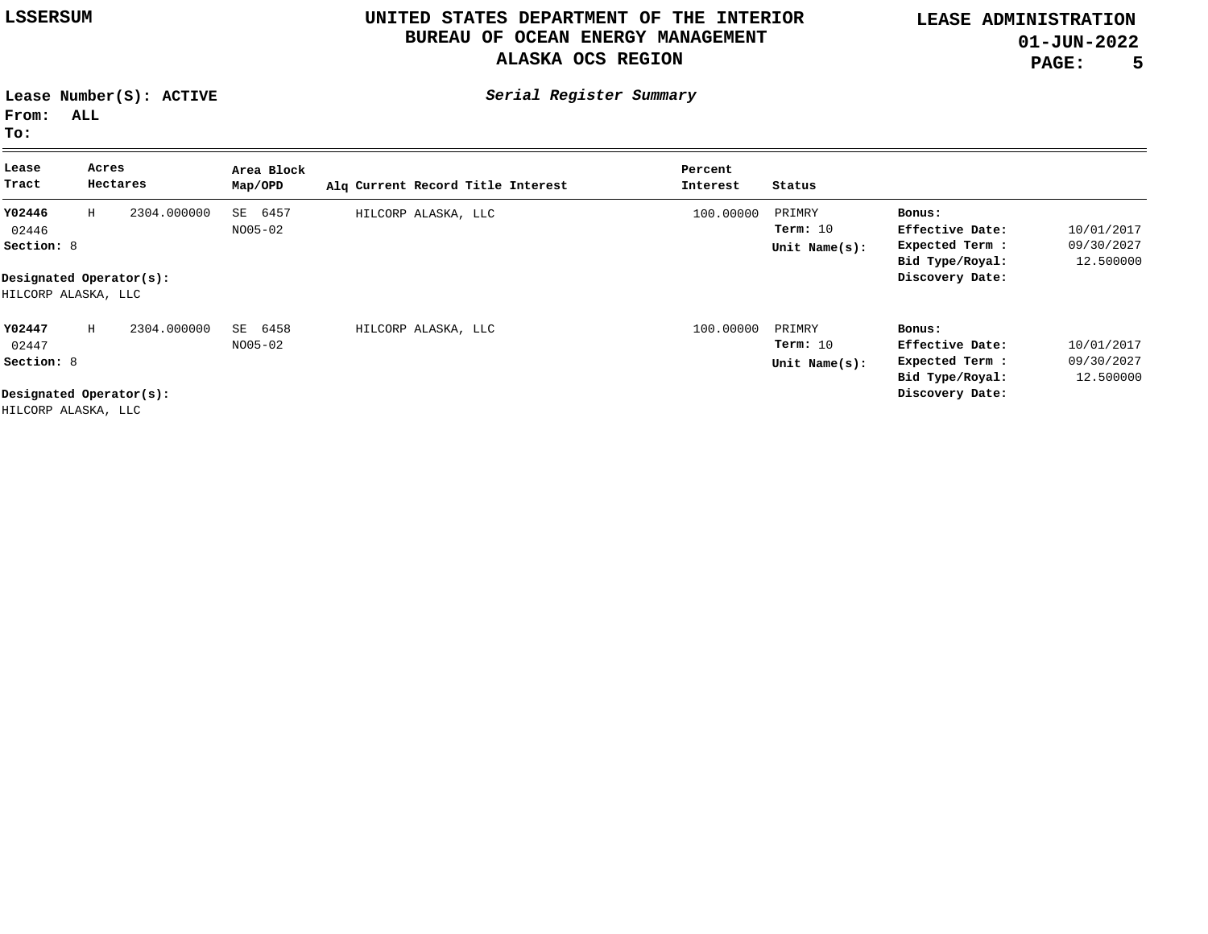LSSERSUM

# UNITED STATES DEPARTMENT OF THE INTERIOR
## BUREAU OF OCEAN ENERGY MANAGEMENT
## ALASKA OCS REGION

**LEASE ADMINISTRATION**
**01-JUN-2022**

**Lease Number(S): ACTIVE**
**From: ALL**
**To:**

*Serial Register Summary*

| Lease Tract | Acres Hectares | | Area Block Map/OPD | Alq | Current Record Title Interest | Percent Interest | Status | | |
|---|---|---|---|---|---|---|---|---|---|
| **Y02446** | H | 2304.000000 | SE 6457 | | HILCORP ALASKA, LLC | 100.00000 | PRIMRY | **Bonus:** | |
| 02446 | | | NO05-02 | | | | **Term:** 10 | **Effective Date:** | 10/01/2017 |
| **Section:** 8 | | | | | | | **Unit Name(s):** | **Expected Term :** | 09/30/2027 |
| | | | | | | | | **Bid Type/Royal:** | 12.500000 |
| **Designated Operator(s):** | | | | | | | | **Discovery Date:** | |
| HILCORP ALASKA, LLC | | | | | | | | | |
| **Y02447** | H | 2304.000000 | SE 6458 | | HILCORP ALASKA, LLC | 100.00000 | PRIMRY | **Bonus:** | |
| 02447 | | | NO05-02 | | | | **Term:** 10 | **Effective Date:** | 10/01/2017 |
| **Section:** 8 | | | | | | | **Unit Name(s):** | **Expected Term :** | 09/30/2027 |
| | | | | | | | | **Bid Type/Royal:** | 12.500000 |
| **Designated Operator(s):** | | | | | | | | **Discovery Date:** | |
| HILCORP ALASKA, LLC | | | | | | | | | |